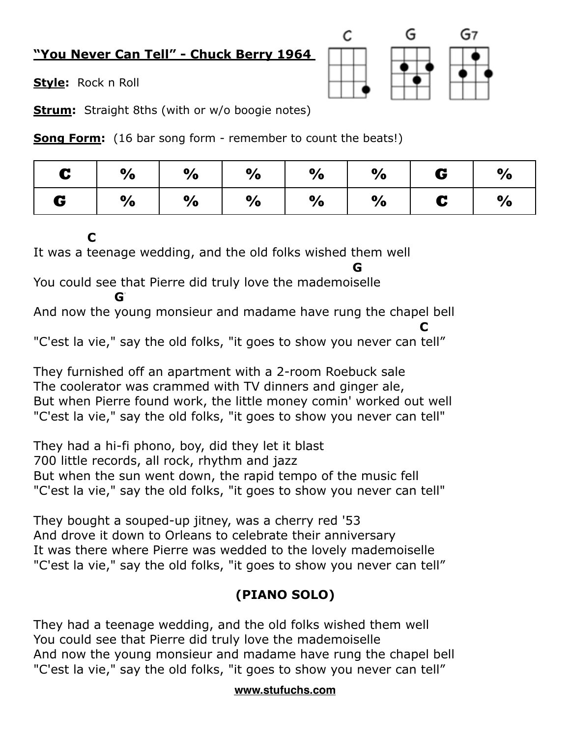**"You Never Can Tell" - Chuck Berry 1964**

C G G7

**Style:** Rock n Roll

**Strum:** Straight 8ths (with or w/o boogie notes)

**Song Form:** (16 bar song form - remember to count the beats!)

| | | | | | | | |
|---|---|---|---|---|---|---|---|
| **C** | **%** | **%** | **%** | **%** | **%** | **G** | **%** |
| **G** | **%** | **%** | **%** | **%** | **%** | **C** | **%** |

```
         C
It was a teenage wedding, and the old folks wished them well
                                                   G
You could see that Pierre did truly love the mademoiselle
              G7
And now the young monsieur and madame have rung the chapel bell
                                                            C
"C'est la vie," say the old folks, "it goes to show you never can tell"
```

They furnished off an apartment with a 2-room Roebuck sale
The coolerator was crammed with TV dinners and ginger ale,
But when Pierre found work, the little money comin' worked out well
"C'est la vie," say the old folks, "it goes to show you never can tell"

They had a hi-fi phono, boy, did they let it blast
700 little records, all rock, rhythm and jazz
But when the sun went down, the rapid tempo of the music fell
"C'est la vie," say the old folks, "it goes to show you never can tell"

They bought a souped-up jitney, was a cherry red '53
And drove it down to Orleans to celebrate their anniversary
It was there where Pierre was wedded to the lovely mademoiselle
"C'est la vie," say the old folks, "it goes to show you never can tell"

**(PIANO SOLO)**

They had a teenage wedding, and the old folks wished them well
You could see that Pierre did truly love the mademoiselle
And now the young monsieur and madame have rung the chapel bell
"C'est la vie," say the old folks, "it goes to show you never can tell"

**www.stufuchs.com**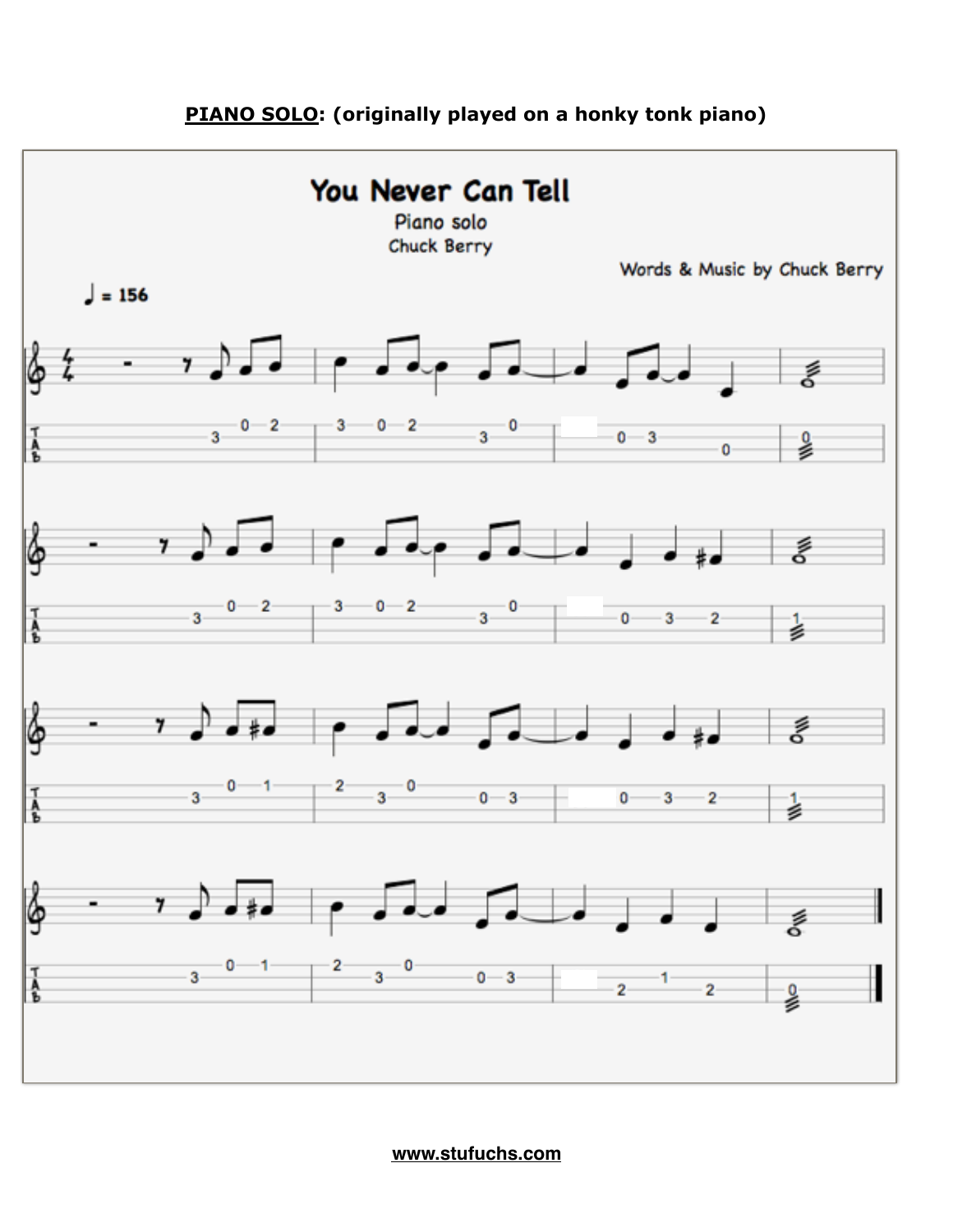**PIANO SOLO: (originally played on a honky tonk piano)**

# You Never Can Tell

Piano solo

Chuck Berry

Words & Music by Chuck Berry

♩ = 156

www.stufuchs.com